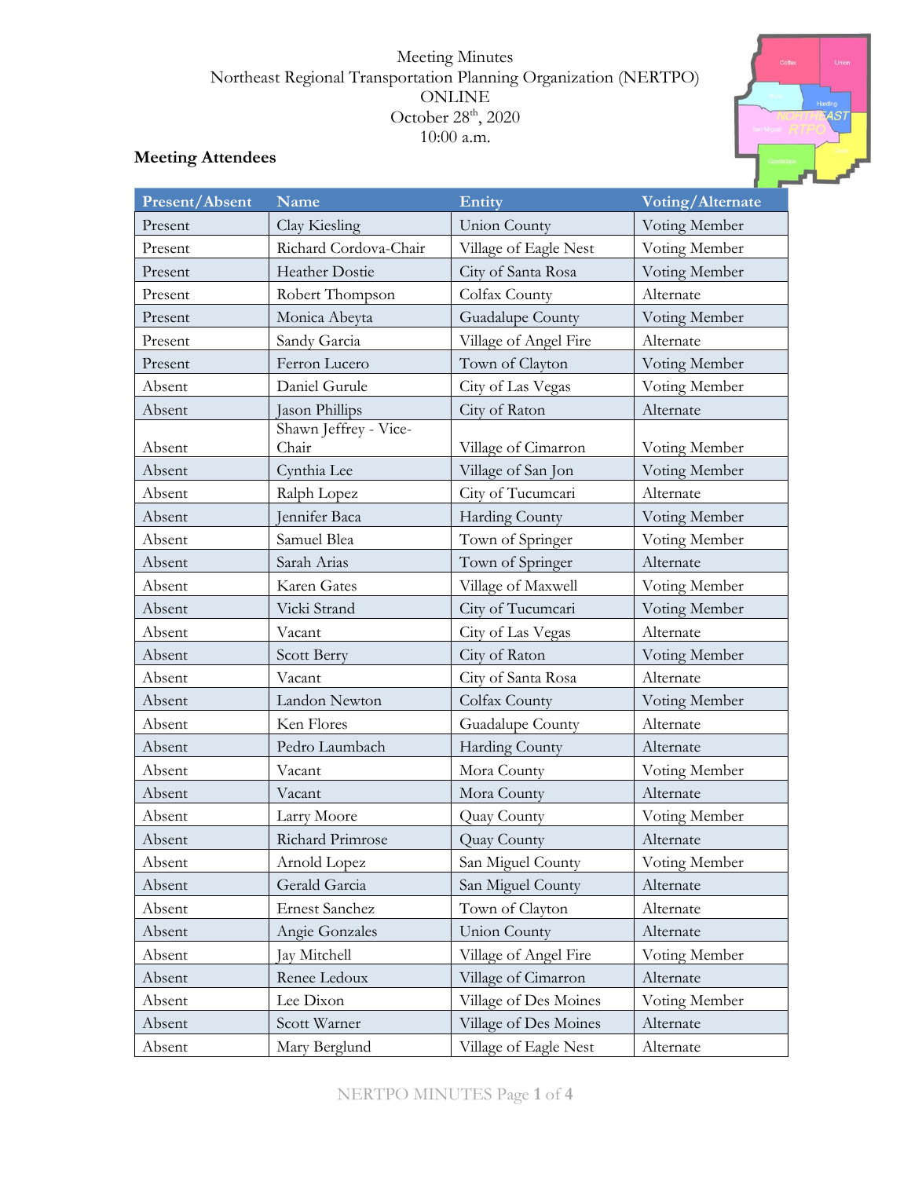Meeting Minutes
Northeast Regional Transportation Planning Organization (NERTPO)
ONLINE
October 28th, 2020
10:00 a.m.

## Meeting Attendees

| Present/Absent | Name | Entity | Voting/Alternate |
|---|---|---|---|
| Present | Clay Kiesling | Union County | Voting Member |
| Present | Richard Cordova-Chair | Village of Eagle Nest | Voting Member |
| Present | Heather Dostie | City of Santa Rosa | Voting Member |
| Present | Robert Thompson | Colfax County | Alternate |
| Present | Monica Abeyta | Guadalupe County | Voting Member |
| Present | Sandy Garcia | Village of Angel Fire | Alternate |
| Present | Ferron Lucero | Town of Clayton | Voting Member |
| Absent | Daniel Gurule | City of Las Vegas | Voting Member |
| Absent | Jason Phillips | City of Raton | Alternate |
| Absent | Shawn Jeffrey - Vice-Chair | Village of Cimarron | Voting Member |
| Absent | Cynthia Lee | Village of San Jon | Voting Member |
| Absent | Ralph Lopez | City of Tucumcari | Alternate |
| Absent | Jennifer Baca | Harding County | Voting Member |
| Absent | Samuel Blea | Town of Springer | Voting Member |
| Absent | Sarah Arias | Town of Springer | Alternate |
| Absent | Karen Gates | Village of Maxwell | Voting Member |
| Absent | Vicki Strand | City of Tucumcari | Voting Member |
| Absent | Vacant | City of Las Vegas | Alternate |
| Absent | Scott Berry | City of Raton | Voting Member |
| Absent | Vacant | City of Santa Rosa | Alternate |
| Absent | Landon Newton | Colfax County | Voting Member |
| Absent | Ken Flores | Guadalupe County | Alternate |
| Absent | Pedro Laumbach | Harding County | Alternate |
| Absent | Vacant | Mora County | Voting Member |
| Absent | Vacant | Mora County | Alternate |
| Absent | Larry Moore | Quay County | Voting Member |
| Absent | Richard Primrose | Quay County | Alternate |
| Absent | Arnold Lopez | San Miguel County | Voting Member |
| Absent | Gerald Garcia | San Miguel County | Alternate |
| Absent | Ernest Sanchez | Town of Clayton | Alternate |
| Absent | Angie Gonzales | Union County | Alternate |
| Absent | Jay Mitchell | Village of Angel Fire | Voting Member |
| Absent | Renee Ledoux | Village of Cimarron | Alternate |
| Absent | Lee Dixon | Village of Des Moines | Voting Member |
| Absent | Scott Warner | Village of Des Moines | Alternate |
| Absent | Mary Berglund | Village of Eagle Nest | Alternate |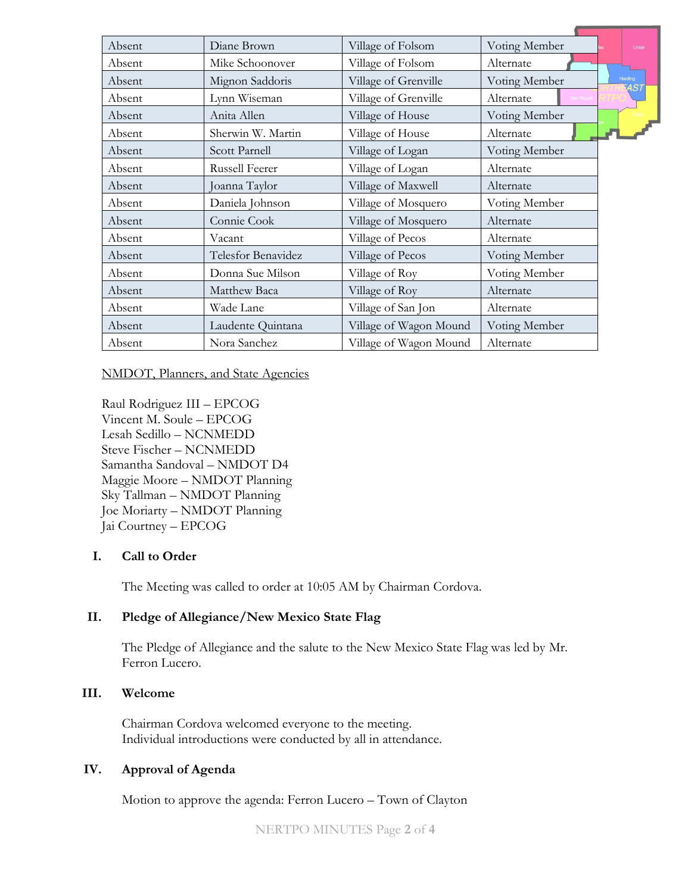| Absent | Diane Brown | Village of Folsom | Voting Member |
|---|---|---|---|
| Absent | Mike Schoonover | Village of Folsom | Alternate |
| Absent | Mignon Saddoris | Village of Grenville | Voting Member |
| Absent | Lynn Wiseman | Village of Grenville | Alternate |
| Absent | Anita Allen | Village of House | Voting Member |
| Absent | Sherwin W. Martin | Village of House | Alternate |
| Absent | Scott Parnell | Village of Logan | Voting Member |
| Absent | Russell Feerer | Village of Logan | Alternate |
| Absent | Joanna Taylor | Village of Maxwell | Alternate |
| Absent | Daniela Johnson | Village of Mosquero | Voting Member |
| Absent | Connie Cook | Village of Mosquero | Alternate |
| Absent | Vacant | Village of Pecos | Alternate |
| Absent | Telesfor Benavidez | Village of Pecos | Voting Member |
| Absent | Donna Sue Milson | Village of Roy | Voting Member |
| Absent | Matthew Baca | Village of Roy | Alternate |
| Absent | Wade Lane | Village of San Jon | Alternate |
| Absent | Laudente Quintana | Village of Wagon Mound | Voting Member |
| Absent | Nora Sanchez | Village of Wagon Mound | Alternate |

NMDOT, Planners, and State Agencies

Raul Rodriguez III – EPCOG
Vincent M. Soule – EPCOG
Lesah Sedillo – NCNMEDD
Steve Fischer – NCNMEDD
Samantha Sandoval – NMDOT D4
Maggie Moore – NMDOT Planning
Sky Tallman – NMDOT Planning
Joe Moriarty – NMDOT Planning
Jai Courtney – EPCOG

## I. Call to Order

The Meeting was called to order at 10:05 AM by Chairman Cordova.

## II. Pledge of Allegiance/New Mexico State Flag

The Pledge of Allegiance and the salute to the New Mexico State Flag was led by Mr. Ferron Lucero.

## III. Welcome

Chairman Cordova welcomed everyone to the meeting.
Individual introductions were conducted by all in attendance.

## IV. Approval of Agenda

Motion to approve the agenda: Ferron Lucero – Town of Clayton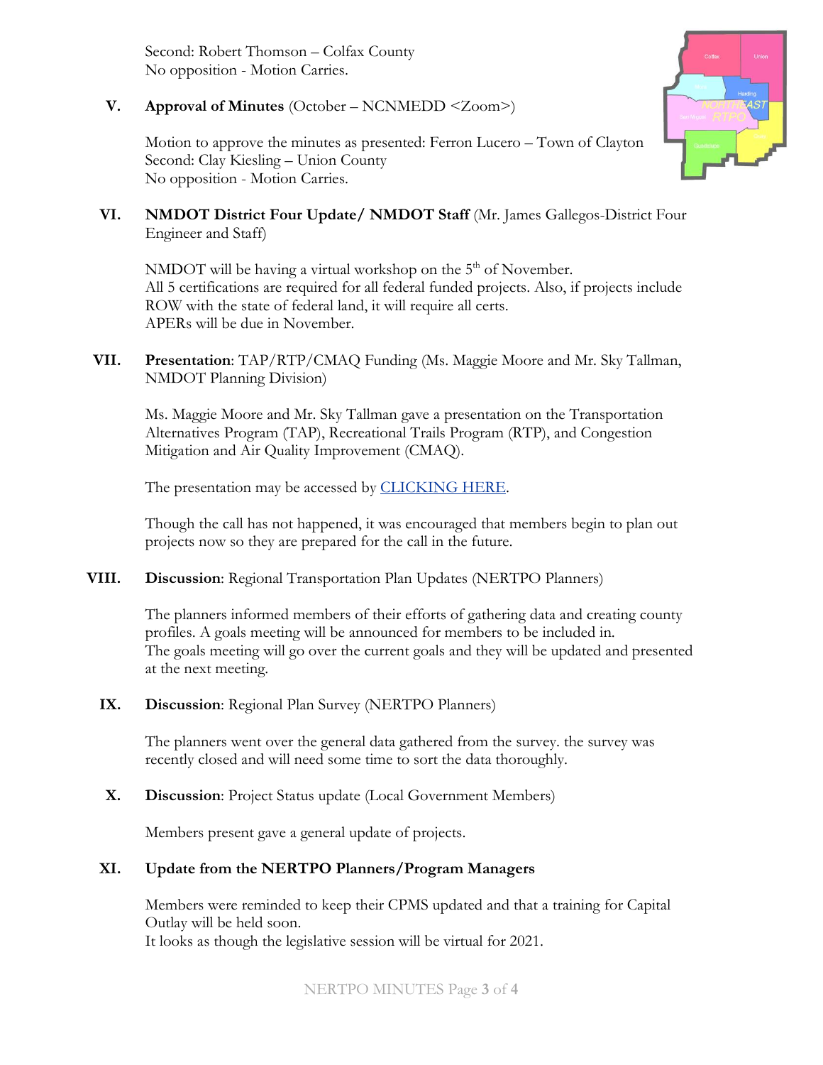Second: Robert Thomson – Colfax County
No opposition - Motion Carries.

**V. Approval of Minutes** (October – NCNMEDD <Zoom>)

Motion to approve the minutes as presented: Ferron Lucero – Town of Clayton
Second: Clay Kiesling – Union County
No opposition - Motion Carries.

**VI. NMDOT District Four Update/ NMDOT Staff** (Mr. James Gallegos-District Four Engineer and Staff)

NMDOT will be having a virtual workshop on the 5th of November.
All 5 certifications are required for all federal funded projects. Also, if projects include ROW with the state of federal land, it will require all certs.
APERs will be due in November.

**VII. Presentation**: TAP/RTP/CMAQ Funding (Ms. Maggie Moore and Mr. Sky Tallman, NMDOT Planning Division)

Ms. Maggie Moore and Mr. Sky Tallman gave a presentation on the Transportation Alternatives Program (TAP), Recreational Trails Program (RTP), and Congestion Mitigation and Air Quality Improvement (CMAQ).

The presentation may be accessed by CLICKING HERE.

Though the call has not happened, it was encouraged that members begin to plan out projects now so they are prepared for the call in the future.

**VIII. Discussion**: Regional Transportation Plan Updates (NERTPO Planners)

The planners informed members of their efforts of gathering data and creating county profiles. A goals meeting will be announced for members to be included in.
The goals meeting will go over the current goals and they will be updated and presented at the next meeting.

**IX. Discussion**: Regional Plan Survey (NERTPO Planners)

The planners went over the general data gathered from the survey. the survey was recently closed and will need some time to sort the data thoroughly.

**X. Discussion**: Project Status update (Local Government Members)

Members present gave a general update of projects.

**XI. Update from the NERTPO Planners/Program Managers**

Members were reminded to keep their CPMS updated and that a training for Capital Outlay will be held soon.
It looks as though the legislative session will be virtual for 2021.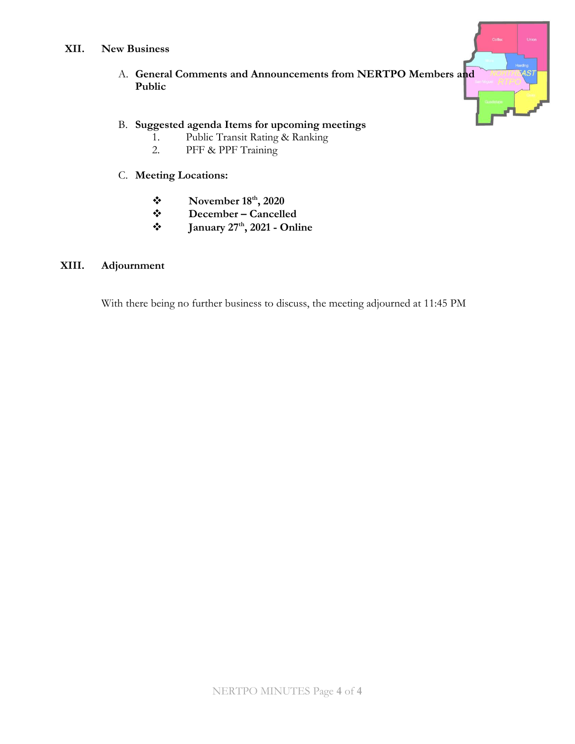## XII. New Business

A. **General Comments and Announcements from NERTPO Members and Public**

B. **Suggested agenda Items for upcoming meetings**

1. Public Transit Rating & Ranking
2. PFF & PPF Training

C. **Meeting Locations:**

- **November 18th, 2020**
- **December – Cancelled**
- **January 27th, 2021 - Online**

## XIII. Adjournment

With there being no further business to discuss, the meeting adjourned at 11:45 PM